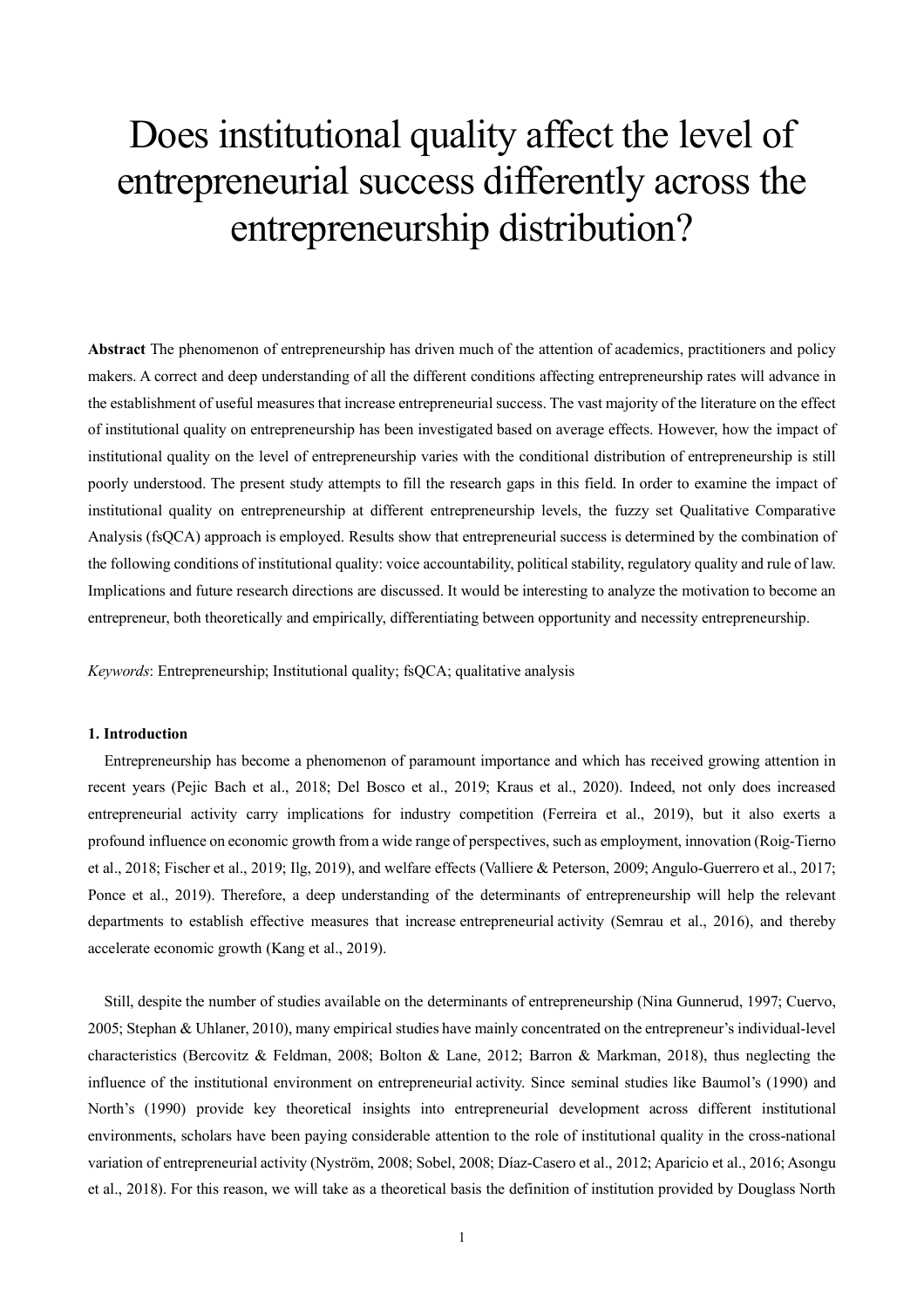# Does institutional quality affect the level of entrepreneurial success differently across the entrepreneurship distribution?

**Abstract** The phenomenon of entrepreneurship has driven much of the attention of academics, practitioners and policy makers. A correct and deep understanding of all the different conditions affecting entrepreneurship rates will advance in the establishment of useful measures that increase entrepreneurial success. The vast majority of the literature on the effect of institutional quality on entrepreneurship has been investigated based on average effects. However, how the impact of institutional quality on the level of entrepreneurship varies with the conditional distribution of entrepreneurship is still poorly understood. The present study attempts to fill the research gaps in this field. In order to examine the impact of institutional quality on entrepreneurship at different entrepreneurship levels, the fuzzy set Qualitative Comparative Analysis (fsQCA) approach is employed. Results show that entrepreneurial success is determined by the combination of the following conditions of institutional quality: voice accountability, political stability, regulatory quality and rule of law. Implications and future research directions are discussed. It would be interesting to analyze the motivation to become an entrepreneur, both theoretically and empirically, differentiating between opportunity and necessity entrepreneurship.

*Keywords*: Entrepreneurship; Institutional quality; fsQCA; qualitative analysis

## 1. Introduction

Entrepreneurship has become a phenomenon of paramount importance and which has received growing attention in recent years (Pejic Bach et al., 2018; Del Bosco et al., 2019; Kraus et al., 2020). Indeed, not only does increased entrepreneurial activity carry implications for industry competition (Ferreira et al., 2019), but it also exerts a profound influence on economic growth from a wide range of perspectives, such as employment, innovation (Roig-Tierno et al., 2018; Fischer et al., 2019; Ilg, 2019), and welfare effects (Valliere & Peterson, 2009; Angulo-Guerrero et al., 2017; Ponce et al., 2019). Therefore, a deep understanding of the determinants of entrepreneurship will help the relevant departments to establish effective measures that increase entrepreneurial activity (Semrau et al., 2016), and thereby accelerate economic growth (Kang et al., 2019).

Still, despite the number of studies available on the determinants of entrepreneurship (Nina Gunnerud, 1997; Cuervo, 2005; Stephan & Uhlaner, 2010), many empirical studies have mainly concentrated on the entrepreneur's individual-level characteristics (Bercovitz & Feldman, 2008; Bolton & Lane, 2012; Barron & Markman, 2018), thus neglecting the influence of the institutional environment on entrepreneurial activity. Since seminal studies like Baumol's (1990) and North's (1990) provide key theoretical insights into entrepreneurial development across different institutional environments, scholars have been paying considerable attention to the role of institutional quality in the cross-national variation of entrepreneurial activity (Nyström, 2008; Sobel, 2008; Díaz-Casero et al., 2012; Aparicio et al., 2016; Asongu et al., 2018). For this reason, we will take as a theoretical basis the definition of institution provided by Douglass North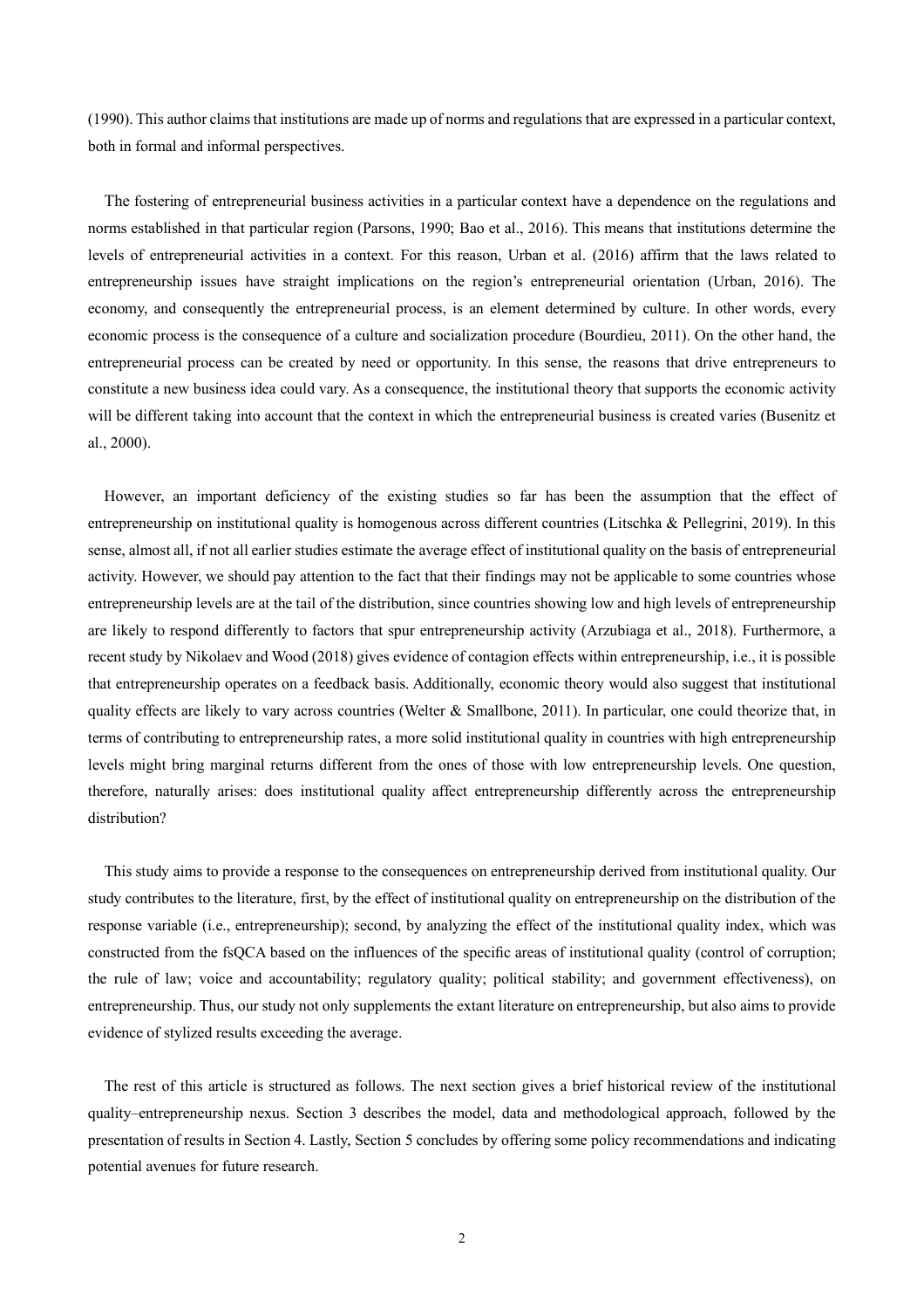(1990). This author claims that institutions are made up of norms and regulations that are expressed in a particular context, both in formal and informal perspectives.

The fostering of entrepreneurial business activities in a particular context have a dependence on the regulations and norms established in that particular region (Parsons, 1990; Bao et al., 2016). This means that institutions determine the levels of entrepreneurial activities in a context. For this reason, Urban et al. (2016) affirm that the laws related to entrepreneurship issues have straight implications on the region's entrepreneurial orientation (Urban, 2016). The economy, and consequently the entrepreneurial process, is an element determined by culture. In other words, every economic process is the consequence of a culture and socialization procedure (Bourdieu, 2011). On the other hand, the entrepreneurial process can be created by need or opportunity. In this sense, the reasons that drive entrepreneurs to constitute a new business idea could vary. As a consequence, the institutional theory that supports the economic activity will be different taking into account that the context in which the entrepreneurial business is created varies (Busenitz et al., 2000).

However, an important deficiency of the existing studies so far has been the assumption that the effect of entrepreneurship on institutional quality is homogenous across different countries (Litschka & Pellegrini, 2019). In this sense, almost all, if not all earlier studies estimate the average effect of institutional quality on the basis of entrepreneurial activity. However, we should pay attention to the fact that their findings may not be applicable to some countries whose entrepreneurship levels are at the tail of the distribution, since countries showing low and high levels of entrepreneurship are likely to respond differently to factors that spur entrepreneurship activity (Arzubiaga et al., 2018). Furthermore, a recent study by Nikolaev and Wood (2018) gives evidence of contagion effects within entrepreneurship, i.e., it is possible that entrepreneurship operates on a feedback basis. Additionally, economic theory would also suggest that institutional quality effects are likely to vary across countries (Welter & Smallbone, 2011). In particular, one could theorize that, in terms of contributing to entrepreneurship rates, a more solid institutional quality in countries with high entrepreneurship levels might bring marginal returns different from the ones of those with low entrepreneurship levels. One question, therefore, naturally arises: does institutional quality affect entrepreneurship differently across the entrepreneurship distribution?

This study aims to provide a response to the consequences on entrepreneurship derived from institutional quality. Our study contributes to the literature, first, by the effect of institutional quality on entrepreneurship on the distribution of the response variable (i.e., entrepreneurship); second, by analyzing the effect of the institutional quality index, which was constructed from the fsQCA based on the influences of the specific areas of institutional quality (control of corruption; the rule of law; voice and accountability; regulatory quality; political stability; and government effectiveness), on entrepreneurship. Thus, our study not only supplements the extant literature on entrepreneurship, but also aims to provide evidence of stylized results exceeding the average.

The rest of this article is structured as follows. The next section gives a brief historical review of the institutional quality–entrepreneurship nexus. Section 3 describes the model, data and methodological approach, followed by the presentation of results in Section 4. Lastly, Section 5 concludes by offering some policy recommendations and indicating potential avenues for future research.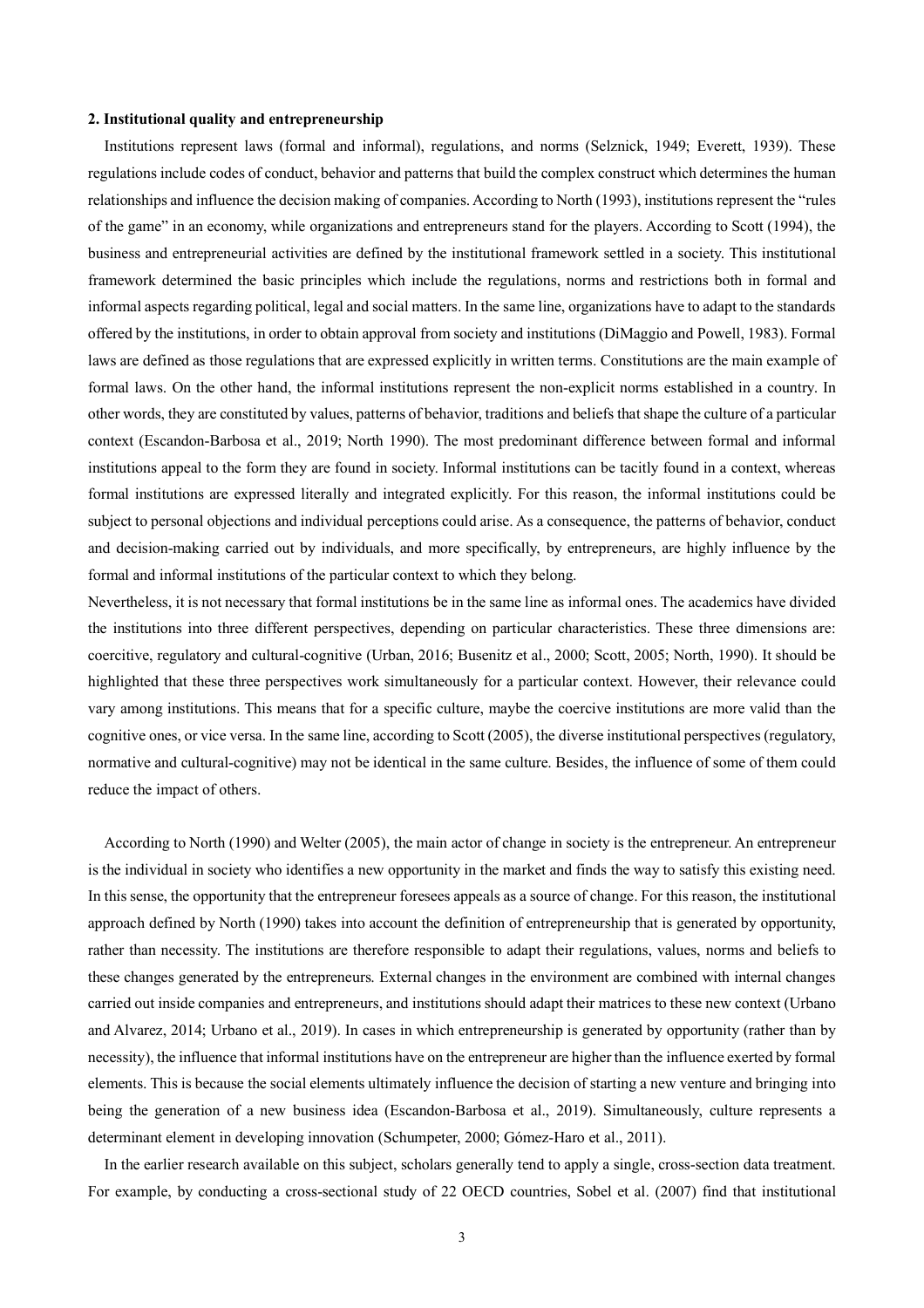## 2. Institutional quality and entrepreneurship

Institutions represent laws (formal and informal), regulations, and norms (Selznick, 1949; Everett, 1939). These regulations include codes of conduct, behavior and patterns that build the complex construct which determines the human relationships and influence the decision making of companies. According to North (1993), institutions represent the "rules of the game" in an economy, while organizations and entrepreneurs stand for the players. According to Scott (1994), the business and entrepreneurial activities are defined by the institutional framework settled in a society. This institutional framework determined the basic principles which include the regulations, norms and restrictions both in formal and informal aspects regarding political, legal and social matters. In the same line, organizations have to adapt to the standards offered by the institutions, in order to obtain approval from society and institutions (DiMaggio and Powell, 1983). Formal laws are defined as those regulations that are expressed explicitly in written terms. Constitutions are the main example of formal laws. On the other hand, the informal institutions represent the non-explicit norms established in a country. In other words, they are constituted by values, patterns of behavior, traditions and beliefs that shape the culture of a particular context (Escandon-Barbosa et al., 2019; North 1990). The most predominant difference between formal and informal institutions appeal to the form they are found in society. Informal institutions can be tacitly found in a context, whereas formal institutions are expressed literally and integrated explicitly. For this reason, the informal institutions could be subject to personal objections and individual perceptions could arise. As a consequence, the patterns of behavior, conduct and decision-making carried out by individuals, and more specifically, by entrepreneurs, are highly influence by the formal and informal institutions of the particular context to which they belong.

Nevertheless, it is not necessary that formal institutions be in the same line as informal ones. The academics have divided the institutions into three different perspectives, depending on particular characteristics. These three dimensions are: coercitive, regulatory and cultural-cognitive (Urban, 2016; Busenitz et al., 2000; Scott, 2005; North, 1990). It should be highlighted that these three perspectives work simultaneously for a particular context. However, their relevance could vary among institutions. This means that for a specific culture, maybe the coercive institutions are more valid than the cognitive ones, or vice versa. In the same line, according to Scott (2005), the diverse institutional perspectives (regulatory, normative and cultural-cognitive) may not be identical in the same culture. Besides, the influence of some of them could reduce the impact of others.

According to North (1990) and Welter (2005), the main actor of change in society is the entrepreneur. An entrepreneur is the individual in society who identifies a new opportunity in the market and finds the way to satisfy this existing need. In this sense, the opportunity that the entrepreneur foresees appeals as a source of change. For this reason, the institutional approach defined by North (1990) takes into account the definition of entrepreneurship that is generated by opportunity, rather than necessity. The institutions are therefore responsible to adapt their regulations, values, norms and beliefs to these changes generated by the entrepreneurs. External changes in the environment are combined with internal changes carried out inside companies and entrepreneurs, and institutions should adapt their matrices to these new context (Urbano and Alvarez, 2014; Urbano et al., 2019). In cases in which entrepreneurship is generated by opportunity (rather than by necessity), the influence that informal institutions have on the entrepreneur are higher than the influence exerted by formal elements. This is because the social elements ultimately influence the decision of starting a new venture and bringing into being the generation of a new business idea (Escandon-Barbosa et al., 2019). Simultaneously, culture represents a determinant element in developing innovation (Schumpeter, 2000; Gómez-Haro et al., 2011).

In the earlier research available on this subject, scholars generally tend to apply a single, cross-section data treatment. For example, by conducting a cross-sectional study of 22 OECD countries, Sobel et al. (2007) find that institutional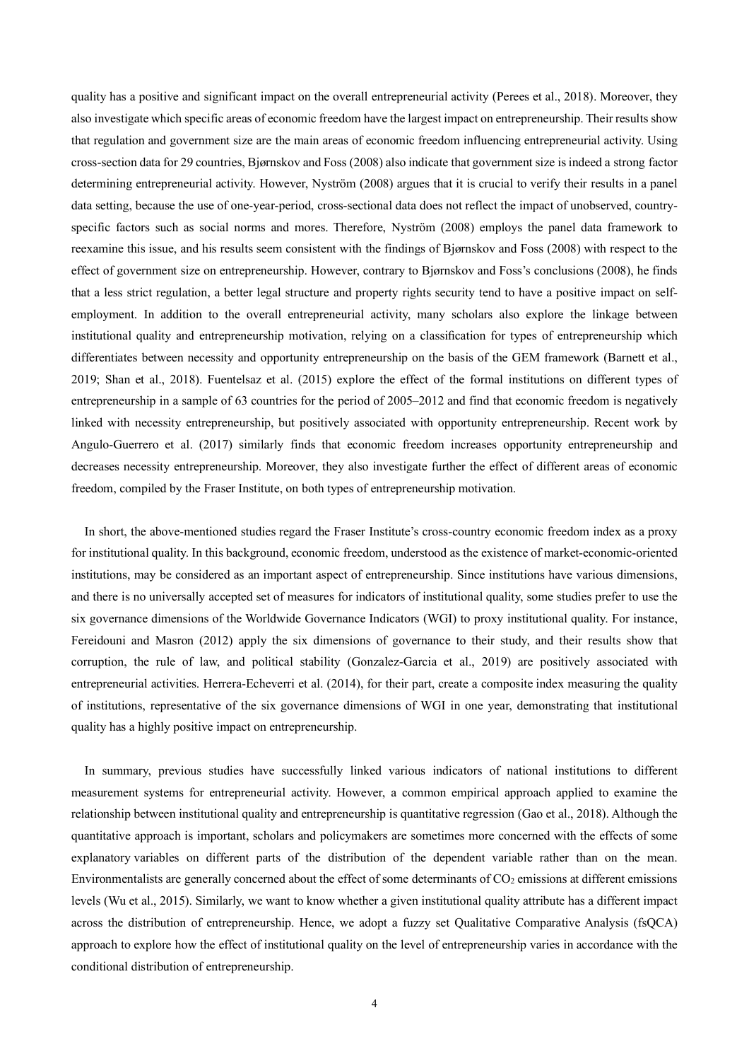quality has a positive and significant impact on the overall entrepreneurial activity (Perees et al., 2018). Moreover, they also investigate which specific areas of economic freedom have the largest impact on entrepreneurship. Their results show that regulation and government size are the main areas of economic freedom influencing entrepreneurial activity. Using cross-section data for 29 countries, Bjørnskov and Foss (2008) also indicate that government size is indeed a strong factor determining entrepreneurial activity. However, Nyström (2008) argues that it is crucial to verify their results in a panel data setting, because the use of one-year-period, cross-sectional data does not reflect the impact of unobserved, country-specific factors such as social norms and mores. Therefore, Nyström (2008) employs the panel data framework to reexamine this issue, and his results seem consistent with the findings of Bjørnskov and Foss (2008) with respect to the effect of government size on entrepreneurship. However, contrary to Bjørnskov and Foss's conclusions (2008), he finds that a less strict regulation, a better legal structure and property rights security tend to have a positive impact on self-employment. In addition to the overall entrepreneurial activity, many scholars also explore the linkage between institutional quality and entrepreneurship motivation, relying on a classification for types of entrepreneurship which differentiates between necessity and opportunity entrepreneurship on the basis of the GEM framework (Barnett et al., 2019; Shan et al., 2018). Fuentelsaz et al. (2015) explore the effect of the formal institutions on different types of entrepreneurship in a sample of 63 countries for the period of 2005–2012 and find that economic freedom is negatively linked with necessity entrepreneurship, but positively associated with opportunity entrepreneurship. Recent work by Angulo-Guerrero et al. (2017) similarly finds that economic freedom increases opportunity entrepreneurship and decreases necessity entrepreneurship. Moreover, they also investigate further the effect of different areas of economic freedom, compiled by the Fraser Institute, on both types of entrepreneurship motivation.

In short, the above-mentioned studies regard the Fraser Institute's cross-country economic freedom index as a proxy for institutional quality. In this background, economic freedom, understood as the existence of market-economic-oriented institutions, may be considered as an important aspect of entrepreneurship. Since institutions have various dimensions, and there is no universally accepted set of measures for indicators of institutional quality, some studies prefer to use the six governance dimensions of the Worldwide Governance Indicators (WGI) to proxy institutional quality. For instance, Fereidouni and Masron (2012) apply the six dimensions of governance to their study, and their results show that corruption, the rule of law, and political stability (Gonzalez-Garcia et al., 2019) are positively associated with entrepreneurial activities. Herrera-Echeverri et al. (2014), for their part, create a composite index measuring the quality of institutions, representative of the six governance dimensions of WGI in one year, demonstrating that institutional quality has a highly positive impact on entrepreneurship.

In summary, previous studies have successfully linked various indicators of national institutions to different measurement systems for entrepreneurial activity. However, a common empirical approach applied to examine the relationship between institutional quality and entrepreneurship is quantitative regression (Gao et al., 2018). Although the quantitative approach is important, scholars and policymakers are sometimes more concerned with the effects of some explanatory variables on different parts of the distribution of the dependent variable rather than on the mean. Environmentalists are generally concerned about the effect of some determinants of $CO_2$ emissions at different emissions levels (Wu et al., 2015). Similarly, we want to know whether a given institutional quality attribute has a different impact across the distribution of entrepreneurship. Hence, we adopt a fuzzy set Qualitative Comparative Analysis (fsQCA) approach to explore how the effect of institutional quality on the level of entrepreneurship varies in accordance with the conditional distribution of entrepreneurship.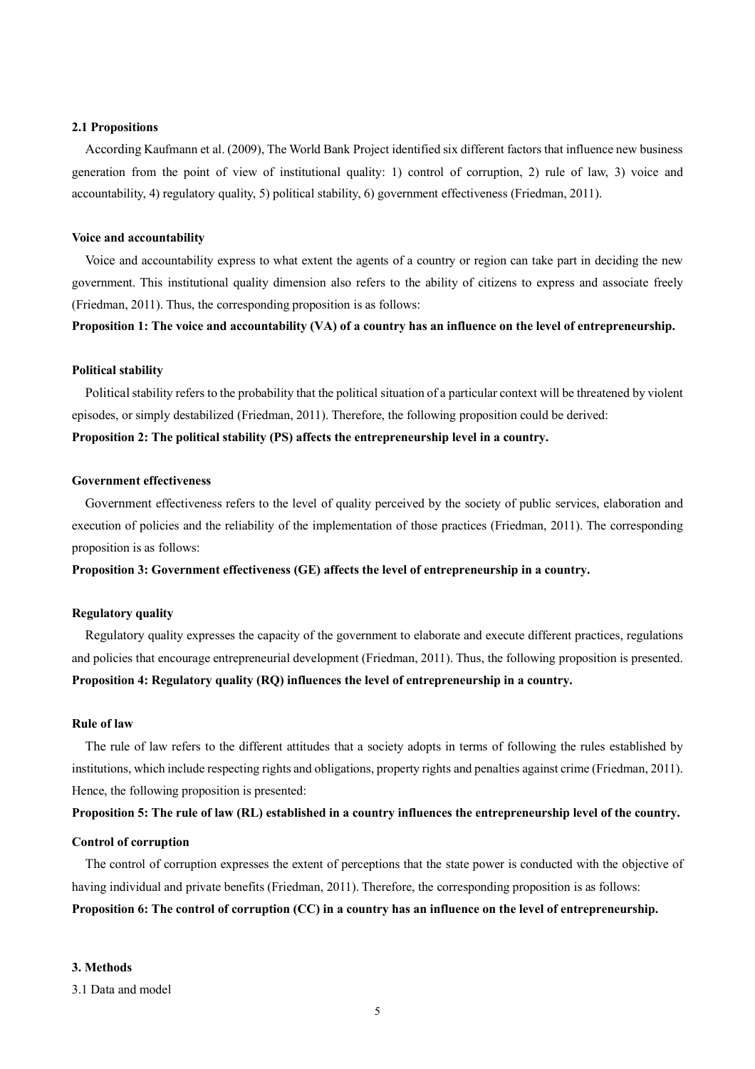### 2.1 Propositions

According Kaufmann et al. (2009), The World Bank Project identified six different factors that influence new business generation from the point of view of institutional quality: 1) control of corruption, 2) rule of law, 3) voice and accountability, 4) regulatory quality, 5) political stability, 6) government effectiveness (Friedman, 2011).

**Voice and accountability**

Voice and accountability express to what extent the agents of a country or region can take part in deciding the new government. This institutional quality dimension also refers to the ability of citizens to express and associate freely (Friedman, 2011). Thus, the corresponding proposition is as follows:

**Proposition 1: The voice and accountability (VA) of a country has an influence on the level of entrepreneurship.**

**Political stability**

Political stability refers to the probability that the political situation of a particular context will be threatened by violent episodes, or simply destabilized (Friedman, 2011). Therefore, the following proposition could be derived:

**Proposition 2: The political stability (PS) affects the entrepreneurship level in a country.**

**Government effectiveness**

Government effectiveness refers to the level of quality perceived by the society of public services, elaboration and execution of policies and the reliability of the implementation of those practices (Friedman, 2011). The corresponding proposition is as follows:

**Proposition 3: Government effectiveness (GE) affects the level of entrepreneurship in a country.**

**Regulatory quality**

Regulatory quality expresses the capacity of the government to elaborate and execute different practices, regulations and policies that encourage entrepreneurial development (Friedman, 2011). Thus, the following proposition is presented.

**Proposition 4: Regulatory quality (RQ) influences the level of entrepreneurship in a country.**

**Rule of law**

The rule of law refers to the different attitudes that a society adopts in terms of following the rules established by institutions, which include respecting rights and obligations, property rights and penalties against crime (Friedman, 2011). Hence, the following proposition is presented:

**Proposition 5: The rule of law (RL) established in a country influences the entrepreneurship level of the country.**

**Control of corruption**

The control of corruption expresses the extent of perceptions that the state power is conducted with the objective of having individual and private benefits (Friedman, 2011). Therefore, the corresponding proposition is as follows:

**Proposition 6: The control of corruption (CC) in a country has an influence on the level of entrepreneurship.**

## 3. Methods

### 3.1 Data and model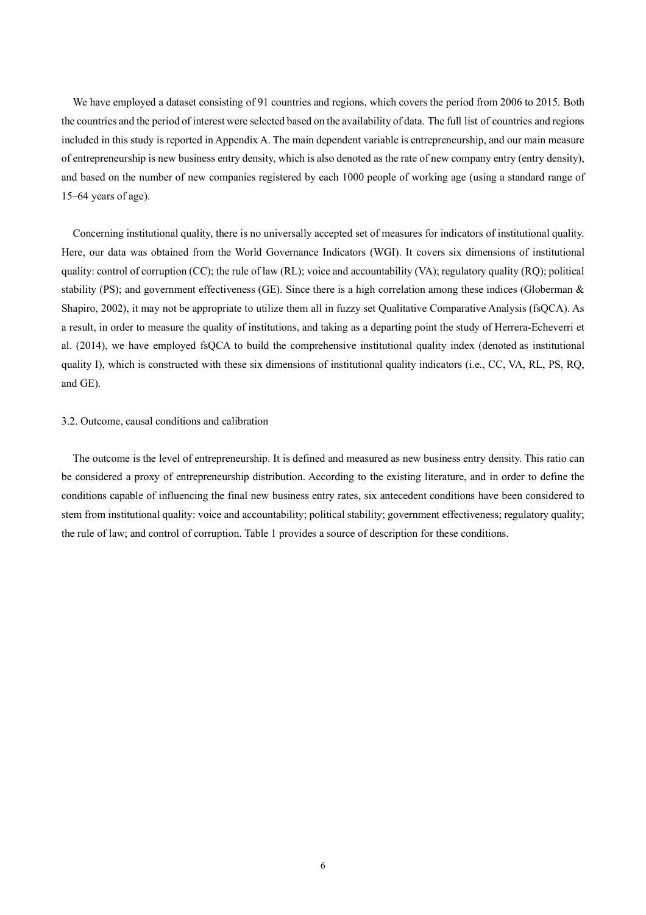We have employed a dataset consisting of 91 countries and regions, which covers the period from 2006 to 2015. Both the countries and the period of interest were selected based on the availability of data. The full list of countries and regions included in this study is reported in Appendix A. The main dependent variable is entrepreneurship, and our main measure of entrepreneurship is new business entry density, which is also denoted as the rate of new company entry (entry density), and based on the number of new companies registered by each 1000 people of working age (using a standard range of 15–64 years of age).

Concerning institutional quality, there is no universally accepted set of measures for indicators of institutional quality. Here, our data was obtained from the World Governance Indicators (WGI). It covers six dimensions of institutional quality: control of corruption (CC); the rule of law (RL); voice and accountability (VA); regulatory quality (RQ); political stability (PS); and government effectiveness (GE). Since there is a high correlation among these indices (Globerman & Shapiro, 2002), it may not be appropriate to utilize them all in fuzzy set Qualitative Comparative Analysis (fsQCA). As a result, in order to measure the quality of institutions, and taking as a departing point the study of Herrera-Echeverri et al. (2014), we have employed fsQCA to build the comprehensive institutional quality index (denoted as institutional quality I), which is constructed with these six dimensions of institutional quality indicators (i.e., CC, VA, RL, PS, RQ, and GE).

### 3.2. Outcome, causal conditions and calibration

The outcome is the level of entrepreneurship. It is defined and measured as new business entry density. This ratio can be considered a proxy of entrepreneurship distribution. According to the existing literature, and in order to define the conditions capable of influencing the final new business entry rates, six antecedent conditions have been considered to stem from institutional quality: voice and accountability; political stability; government effectiveness; regulatory quality; the rule of law; and control of corruption. Table 1 provides a source of description for these conditions.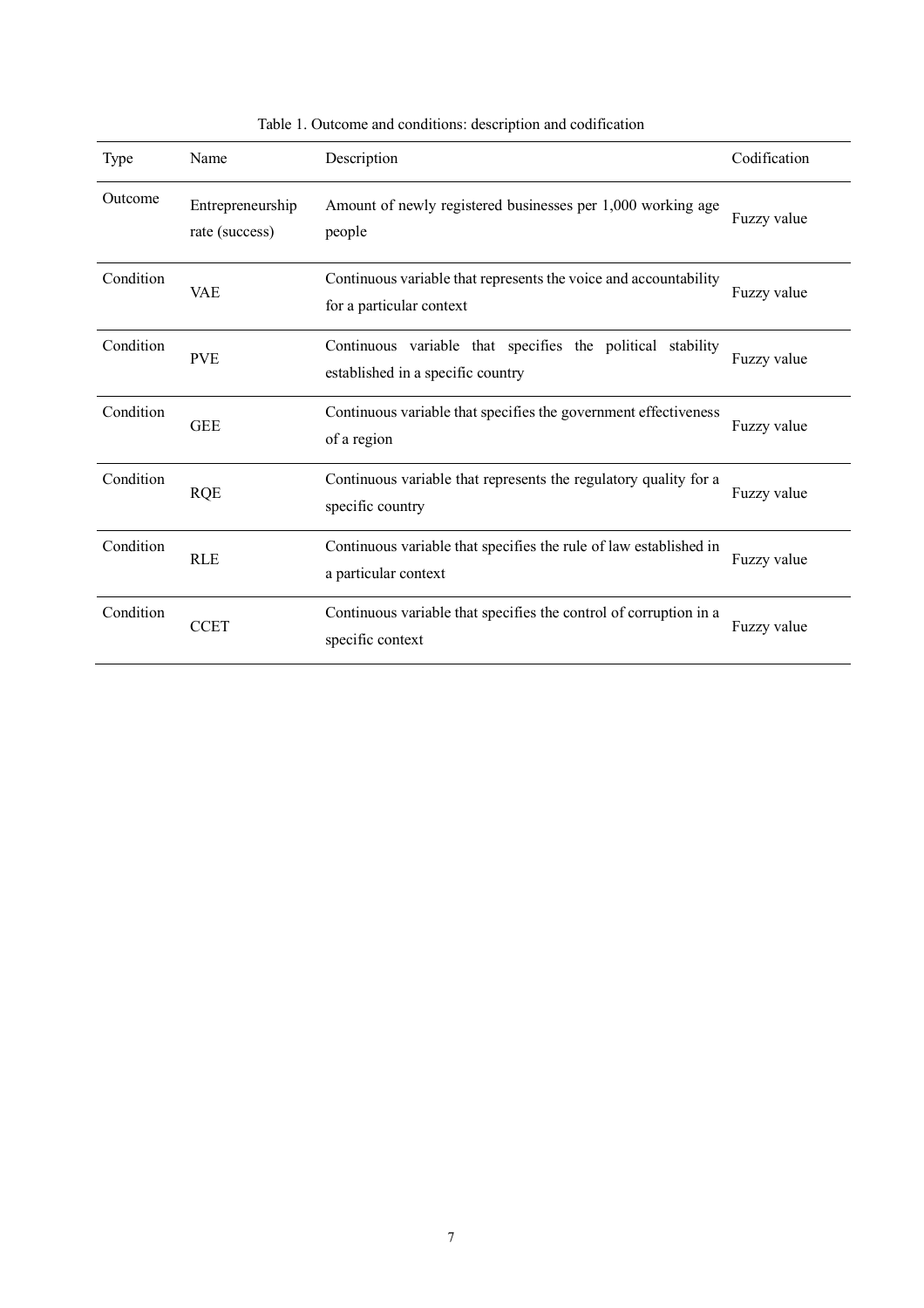Table 1. Outcome and conditions: description and codification

| Type | Name | Description | Codification |
|---|---|---|---|
| Outcome | Entrepreneurship rate (success) | Amount of newly registered businesses per 1,000 working age people | Fuzzy value |
| Condition | VAE | Continuous variable that represents the voice and accountability for a particular context | Fuzzy value |
| Condition | PVE | Continuous variable that specifies the political stability established in a specific country | Fuzzy value |
| Condition | GEE | Continuous variable that specifies the government effectiveness of a region | Fuzzy value |
| Condition | RQE | Continuous variable that represents the regulatory quality for a specific country | Fuzzy value |
| Condition | RLE | Continuous variable that specifies the rule of law established in a particular context | Fuzzy value |
| Condition | CCET | Continuous variable that specifies the control of corruption in a specific context | Fuzzy value |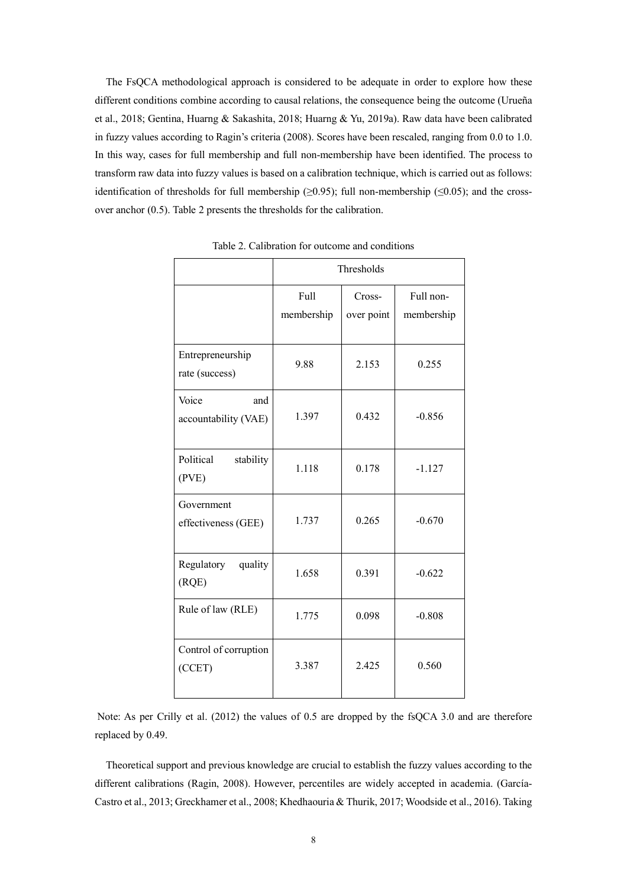The FsQCA methodological approach is considered to be adequate in order to explore how these different conditions combine according to causal relations, the consequence being the outcome (Urueña et al., 2018; Gentina, Huarng & Sakashita, 2018; Huarng & Yu, 2019a). Raw data have been calibrated in fuzzy values according to Ragin's criteria (2008). Scores have been rescaled, ranging from 0.0 to 1.0. In this way, cases for full membership and full non-membership have been identified. The process to transform raw data into fuzzy values is based on a calibration technique, which is carried out as follows: identification of thresholds for full membership (≥0.95); full non-membership (≤0.05); and the cross-over anchor (0.5). Table 2 presents the thresholds for the calibration.

Table 2. Calibration for outcome and conditions

| | Thresholds | | |
|---|---|---|---|
| | Full membership | Cross-over point | Full non-membership |
| Entrepreneurship rate (success) | 9.88 | 2.153 | 0.255 |
| Voice and accountability (VAE) | 1.397 | 0.432 | -0.856 |
| Political stability (PVE) | 1.118 | 0.178 | -1.127 |
| Government effectiveness (GEE) | 1.737 | 0.265 | -0.670 |
| Regulatory quality (RQE) | 1.658 | 0.391 | -0.622 |
| Rule of law (RLE) | 1.775 | 0.098 | -0.808 |
| Control of corruption (CCET) | 3.387 | 2.425 | 0.560 |

Note: As per Crilly et al. (2012) the values of 0.5 are dropped by the fsQCA 3.0 and are therefore replaced by 0.49.

Theoretical support and previous knowledge are crucial to establish the fuzzy values according to the different calibrations (Ragin, 2008). However, percentiles are widely accepted in academia. (García-Castro et al., 2013; Greckhamer et al., 2008; Khedhaouria & Thurik, 2017; Woodside et al., 2016). Taking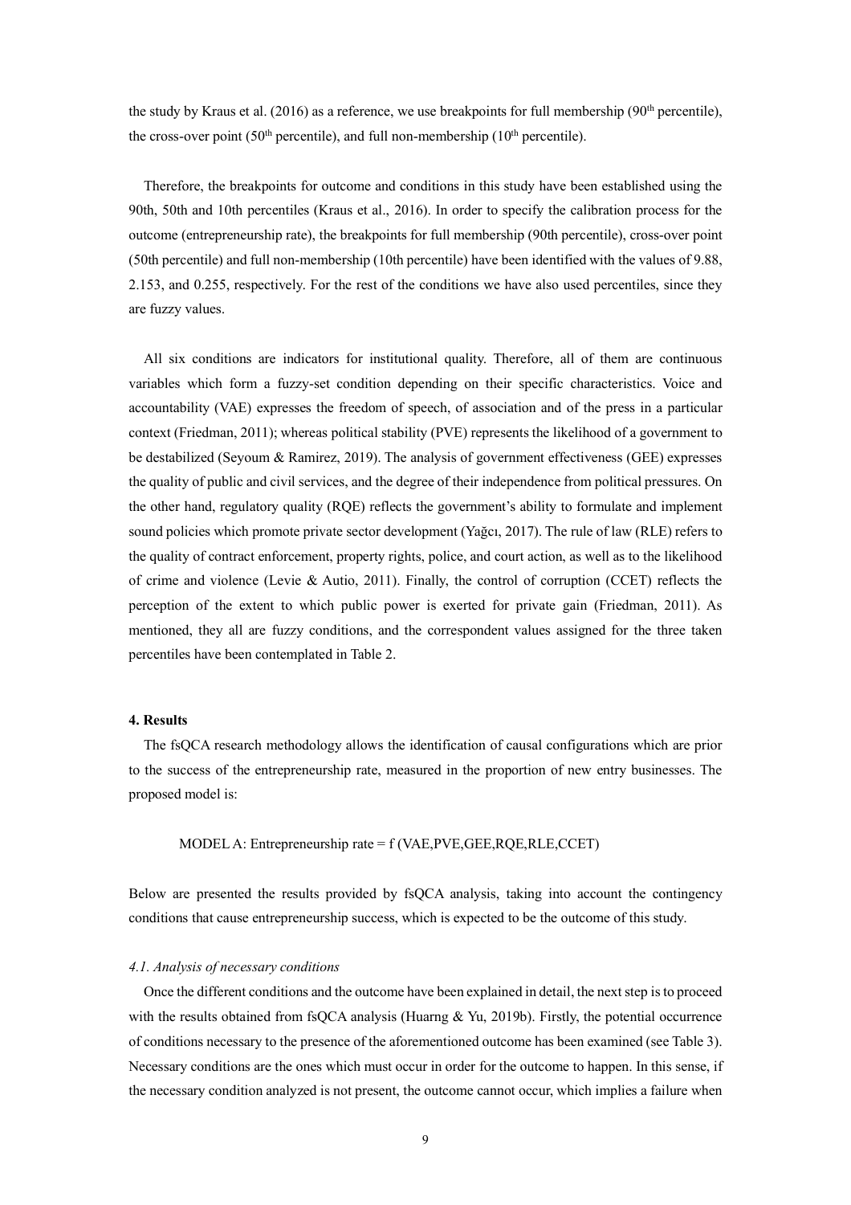the study by Kraus et al. (2016) as a reference, we use breakpoints for full membership (90th percentile), the cross-over point (50th percentile), and full non-membership (10th percentile).

Therefore, the breakpoints for outcome and conditions in this study have been established using the 90th, 50th and 10th percentiles (Kraus et al., 2016). In order to specify the calibration process for the outcome (entrepreneurship rate), the breakpoints for full membership (90th percentile), cross-over point (50th percentile) and full non-membership (10th percentile) have been identified with the values of 9.88, 2.153, and 0.255, respectively. For the rest of the conditions we have also used percentiles, since they are fuzzy values.

All six conditions are indicators for institutional quality. Therefore, all of them are continuous variables which form a fuzzy-set condition depending on their specific characteristics. Voice and accountability (VAE) expresses the freedom of speech, of association and of the press in a particular context (Friedman, 2011); whereas political stability (PVE) represents the likelihood of a government to be destabilized (Seyoum & Ramirez, 2019). The analysis of government effectiveness (GEE) expresses the quality of public and civil services, and the degree of their independence from political pressures. On the other hand, regulatory quality (RQE) reflects the government's ability to formulate and implement sound policies which promote private sector development (Yağcı, 2017). The rule of law (RLE) refers to the quality of contract enforcement, property rights, police, and court action, as well as to the likelihood of crime and violence (Levie & Autio, 2011). Finally, the control of corruption (CCET) reflects the perception of the extent to which public power is exerted for private gain (Friedman, 2011). As mentioned, they all are fuzzy conditions, and the correspondent values assigned for the three taken percentiles have been contemplated in Table 2.

## 4. Results

The fsQCA research methodology allows the identification of causal configurations which are prior to the success of the entrepreneurship rate, measured in the proportion of new entry businesses. The proposed model is:

MODEL A: Entrepreneurship rate = f (VAE,PVE,GEE,RQE,RLE,CCET)

Below are presented the results provided by fsQCA analysis, taking into account the contingency conditions that cause entrepreneurship success, which is expected to be the outcome of this study.

### *4.1. Analysis of necessary conditions*

Once the different conditions and the outcome have been explained in detail, the next step is to proceed with the results obtained from fsQCA analysis (Huarng & Yu, 2019b). Firstly, the potential occurrence of conditions necessary to the presence of the aforementioned outcome has been examined (see Table 3). Necessary conditions are the ones which must occur in order for the outcome to happen. In this sense, if the necessary condition analyzed is not present, the outcome cannot occur, which implies a failure when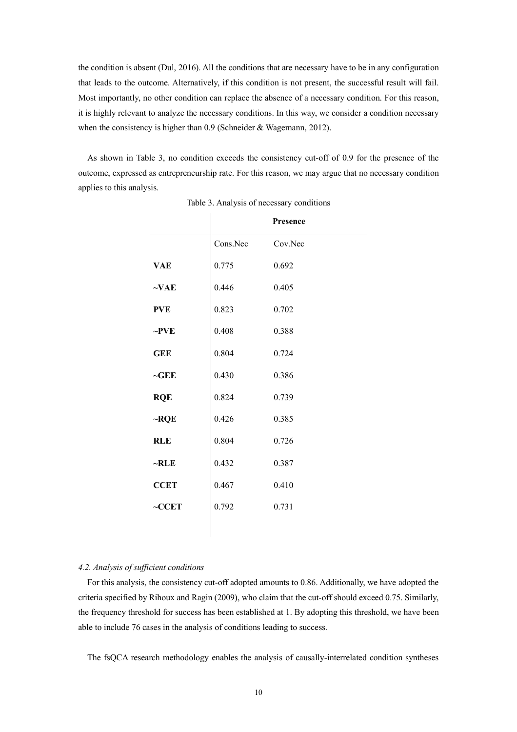the condition is absent (Dul, 2016). All the conditions that are necessary have to be in any configuration that leads to the outcome. Alternatively, if this condition is not present, the successful result will fail. Most importantly, no other condition can replace the absence of a necessary condition. For this reason, it is highly relevant to analyze the necessary conditions. In this way, we consider a condition necessary when the consistency is higher than 0.9 (Schneider & Wagemann, 2012).

As shown in Table 3, no condition exceeds the consistency cut-off of 0.9 for the presence of the outcome, expressed as entrepreneurship rate. For this reason, we may argue that no necessary condition applies to this analysis.

Table 3. Analysis of necessary conditions

| | **Presence** | |
|---|---|---|
| | Cons.Nec | Cov.Nec |
| **VAE** | 0.775 | 0.692 |
| **~VAE** | 0.446 | 0.405 |
| **PVE** | 0.823 | 0.702 |
| **~PVE** | 0.408 | 0.388 |
| **GEE** | 0.804 | 0.724 |
| **~GEE** | 0.430 | 0.386 |
| **RQE** | 0.824 | 0.739 |
| **~RQE** | 0.426 | 0.385 |
| **RLE** | 0.804 | 0.726 |
| **~RLE** | 0.432 | 0.387 |
| **CCET** | 0.467 | 0.410 |
| **~CCET** | 0.792 | 0.731 |

*4.2. Analysis of sufficient conditions*

For this analysis, the consistency cut-off adopted amounts to 0.86. Additionally, we have adopted the criteria specified by Rihoux and Ragin (2009), who claim that the cut-off should exceed 0.75. Similarly, the frequency threshold for success has been established at 1. By adopting this threshold, we have been able to include 76 cases in the analysis of conditions leading to success.

The fsQCA research methodology enables the analysis of causally-interrelated condition syntheses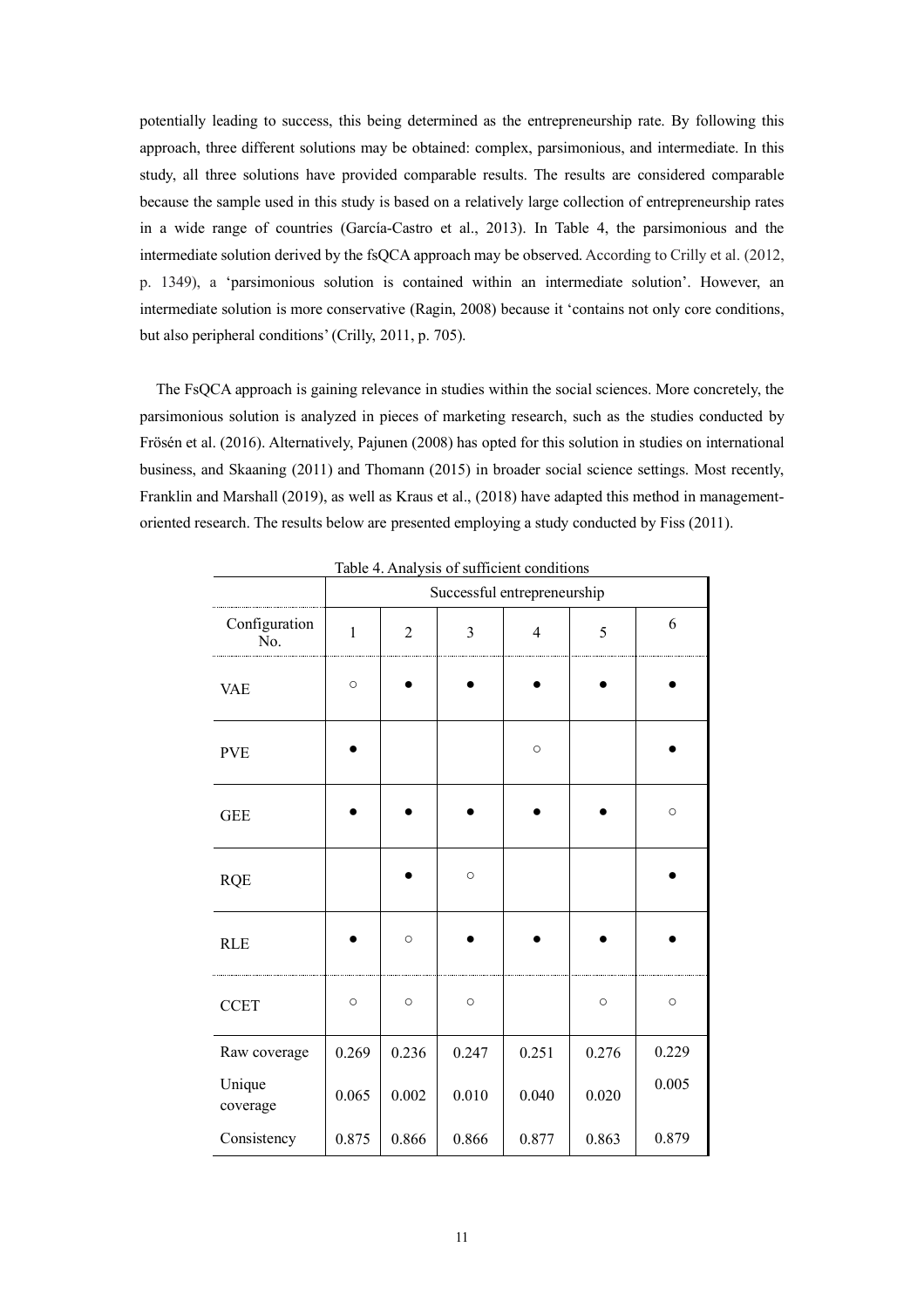potentially leading to success, this being determined as the entrepreneurship rate. By following this approach, three different solutions may be obtained: complex, parsimonious, and intermediate. In this study, all three solutions have provided comparable results. The results are considered comparable because the sample used in this study is based on a relatively large collection of entrepreneurship rates in a wide range of countries (García-Castro et al., 2013). In Table 4, the parsimonious and the intermediate solution derived by the fsQCA approach may be observed. According to Crilly et al. (2012, p. 1349), a 'parsimonious solution is contained within an intermediate solution'. However, an intermediate solution is more conservative (Ragin, 2008) because it 'contains not only core conditions, but also peripheral conditions' (Crilly, 2011, p. 705).

The FsQCA approach is gaining relevance in studies within the social sciences. More concretely, the parsimonious solution is analyzed in pieces of marketing research, such as the studies conducted by Frösén et al. (2016). Alternatively, Pajunen (2008) has opted for this solution in studies on international business, and Skaaning (2011) and Thomann (2015) in broader social science settings. Most recently, Franklin and Marshall (2019), as well as Kraus et al., (2018) have adapted this method in management-oriented research. The results below are presented employing a study conducted by Fiss (2011).

Table 4. Analysis of sufficient conditions

| | Successful entrepreneurship | | | | | |
|---|---|---|---|---|---|---|
| Configuration No. | 1 | 2 | 3 | 4 | 5 | 6 |
| VAE | ○ | ● | ● | ● | ● | ● |
| PVE | ● | | | ○ | | ● |
| GEE | ● | ● | ● | ● | ● | ○ |
| RQE | | ● | ○ | | | ● |
| RLE | ● | ○ | ● | ● | ● | ● |
| CCET | ○ | ○ | ○ | | ○ | ○ |
| Raw coverage | 0.269 | 0.236 | 0.247 | 0.251 | 0.276 | 0.229 |
| Unique coverage | 0.065 | 0.002 | 0.010 | 0.040 | 0.020 | 0.005 |
| Consistency | 0.875 | 0.866 | 0.866 | 0.877 | 0.863 | 0.879 |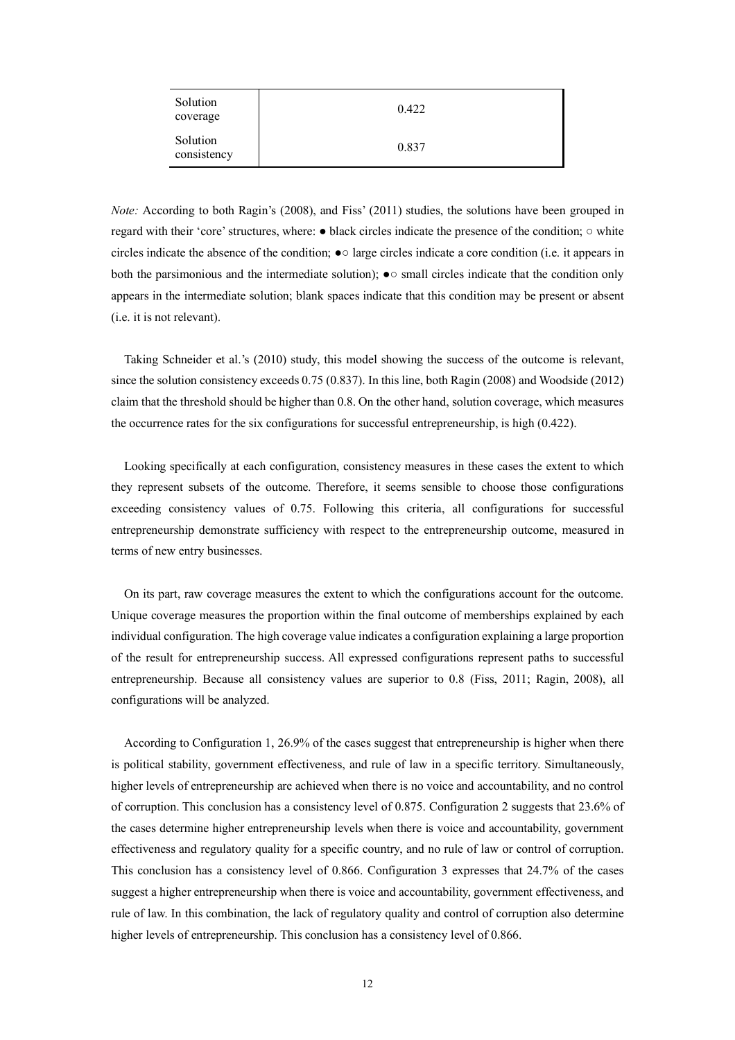| | |
|---|---|
| Solution coverage | 0.422 |
| Solution consistency | 0.837 |

*Note:* According to both Ragin's (2008), and Fiss' (2011) studies, the solutions have been grouped in regard with their 'core' structures, where: ● black circles indicate the presence of the condition; ○ white circles indicate the absence of the condition; ●○ large circles indicate a core condition (i.e. it appears in both the parsimonious and the intermediate solution); ●○ small circles indicate that the condition only appears in the intermediate solution; blank spaces indicate that this condition may be present or absent (i.e. it is not relevant).

Taking Schneider et al.'s (2010) study, this model showing the success of the outcome is relevant, since the solution consistency exceeds 0.75 (0.837). In this line, both Ragin (2008) and Woodside (2012) claim that the threshold should be higher than 0.8. On the other hand, solution coverage, which measures the occurrence rates for the six configurations for successful entrepreneurship, is high (0.422).

Looking specifically at each configuration, consistency measures in these cases the extent to which they represent subsets of the outcome. Therefore, it seems sensible to choose those configurations exceeding consistency values of 0.75. Following this criteria, all configurations for successful entrepreneurship demonstrate sufficiency with respect to the entrepreneurship outcome, measured in terms of new entry businesses.

On its part, raw coverage measures the extent to which the configurations account for the outcome. Unique coverage measures the proportion within the final outcome of memberships explained by each individual configuration. The high coverage value indicates a configuration explaining a large proportion of the result for entrepreneurship success. All expressed configurations represent paths to successful entrepreneurship. Because all consistency values are superior to 0.8 (Fiss, 2011; Ragin, 2008), all configurations will be analyzed.

According to Configuration 1, 26.9% of the cases suggest that entrepreneurship is higher when there is political stability, government effectiveness, and rule of law in a specific territory. Simultaneously, higher levels of entrepreneurship are achieved when there is no voice and accountability, and no control of corruption. This conclusion has a consistency level of 0.875. Configuration 2 suggests that 23.6% of the cases determine higher entrepreneurship levels when there is voice and accountability, government effectiveness and regulatory quality for a specific country, and no rule of law or control of corruption. This conclusion has a consistency level of 0.866. Configuration 3 expresses that 24.7% of the cases suggest a higher entrepreneurship when there is voice and accountability, government effectiveness, and rule of law. In this combination, the lack of regulatory quality and control of corruption also determine higher levels of entrepreneurship. This conclusion has a consistency level of 0.866.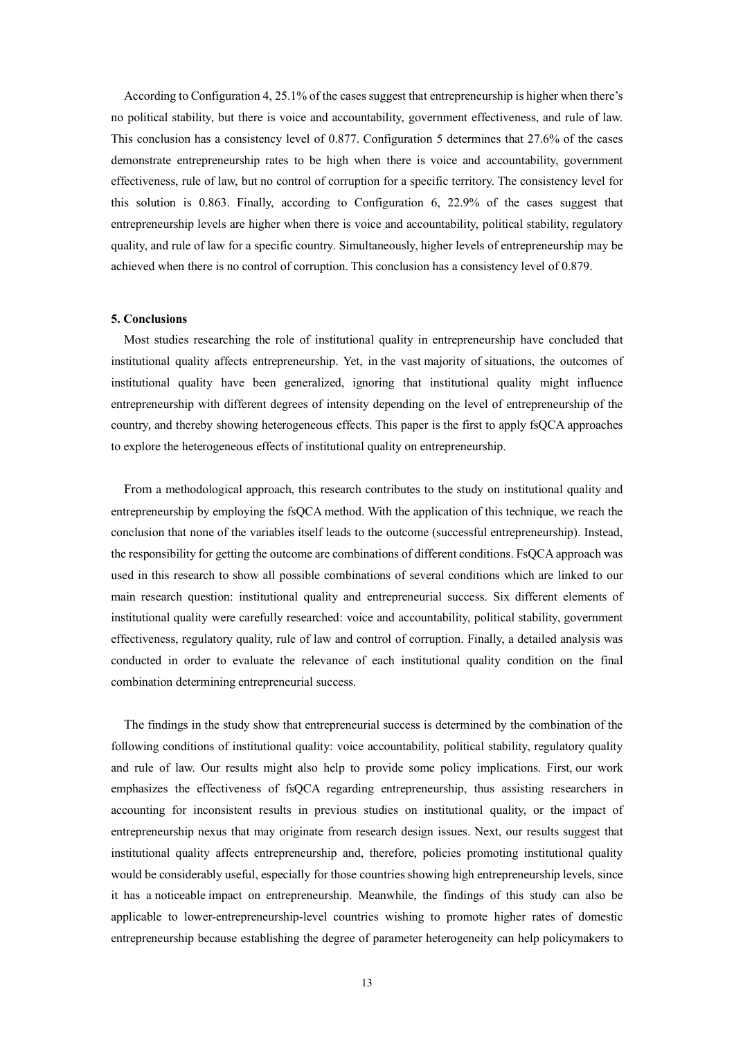According to Configuration 4, 25.1% of the cases suggest that entrepreneurship is higher when there's no political stability, but there is voice and accountability, government effectiveness, and rule of law. This conclusion has a consistency level of 0.877. Configuration 5 determines that 27.6% of the cases demonstrate entrepreneurship rates to be high when there is voice and accountability, government effectiveness, rule of law, but no control of corruption for a specific territory. The consistency level for this solution is 0.863. Finally, according to Configuration 6, 22.9% of the cases suggest that entrepreneurship levels are higher when there is voice and accountability, political stability, regulatory quality, and rule of law for a specific country. Simultaneously, higher levels of entrepreneurship may be achieved when there is no control of corruption. This conclusion has a consistency level of 0.879.

## 5. Conclusions

Most studies researching the role of institutional quality in entrepreneurship have concluded that institutional quality affects entrepreneurship. Yet, in the vast majority of situations, the outcomes of institutional quality have been generalized, ignoring that institutional quality might influence entrepreneurship with different degrees of intensity depending on the level of entrepreneurship of the country, and thereby showing heterogeneous effects. This paper is the first to apply fsQCA approaches to explore the heterogeneous effects of institutional quality on entrepreneurship.

From a methodological approach, this research contributes to the study on institutional quality and entrepreneurship by employing the fsQCA method. With the application of this technique, we reach the conclusion that none of the variables itself leads to the outcome (successful entrepreneurship). Instead, the responsibility for getting the outcome are combinations of different conditions. FsQCA approach was used in this research to show all possible combinations of several conditions which are linked to our main research question: institutional quality and entrepreneurial success. Six different elements of institutional quality were carefully researched: voice and accountability, political stability, government effectiveness, regulatory quality, rule of law and control of corruption. Finally, a detailed analysis was conducted in order to evaluate the relevance of each institutional quality condition on the final combination determining entrepreneurial success.

The findings in the study show that entrepreneurial success is determined by the combination of the following conditions of institutional quality: voice accountability, political stability, regulatory quality and rule of law. Our results might also help to provide some policy implications. First, our work emphasizes the effectiveness of fsQCA regarding entrepreneurship, thus assisting researchers in accounting for inconsistent results in previous studies on institutional quality, or the impact of entrepreneurship nexus that may originate from research design issues. Next, our results suggest that institutional quality affects entrepreneurship and, therefore, policies promoting institutional quality would be considerably useful, especially for those countries showing high entrepreneurship levels, since it has a noticeable impact on entrepreneurship. Meanwhile, the findings of this study can also be applicable to lower-entrepreneurship-level countries wishing to promote higher rates of domestic entrepreneurship because establishing the degree of parameter heterogeneity can help policymakers to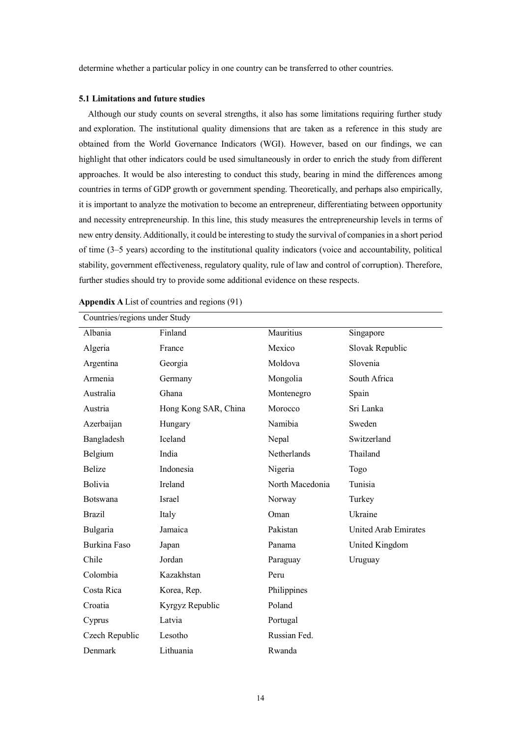determine whether a particular policy in one country can be transferred to other countries.

### 5.1 Limitations and future studies

Although our study counts on several strengths, it also has some limitations requiring further study and exploration. The institutional quality dimensions that are taken as a reference in this study are obtained from the World Governance Indicators (WGI). However, based on our findings, we can highlight that other indicators could be used simultaneously in order to enrich the study from different approaches. It would be also interesting to conduct this study, bearing in mind the differences among countries in terms of GDP growth or government spending. Theoretically, and perhaps also empirically, it is important to analyze the motivation to become an entrepreneur, differentiating between opportunity and necessity entrepreneurship. In this line, this study measures the entrepreneurship levels in terms of new entry density. Additionally, it could be interesting to study the survival of companies in a short period of time (3–5 years) according to the institutional quality indicators (voice and accountability, political stability, government effectiveness, regulatory quality, rule of law and control of corruption). Therefore, further studies should try to provide some additional evidence on these respects.

**Appendix A** List of countries and regions (91)

| Countries/regions under Study | | | |
|---|---|---|---|
| Albania | Finland | Mauritius | Singapore |
| Algeria | France | Mexico | Slovak Republic |
| Argentina | Georgia | Moldova | Slovenia |
| Armenia | Germany | Mongolia | South Africa |
| Australia | Ghana | Montenegro | Spain |
| Austria | Hong Kong SAR, China | Morocco | Sri Lanka |
| Azerbaijan | Hungary | Namibia | Sweden |
| Bangladesh | Iceland | Nepal | Switzerland |
| Belgium | India | Netherlands | Thailand |
| Belize | Indonesia | Nigeria | Togo |
| Bolivia | Ireland | North Macedonia | Tunisia |
| Botswana | Israel | Norway | Turkey |
| Brazil | Italy | Oman | Ukraine |
| Bulgaria | Jamaica | Pakistan | United Arab Emirates |
| Burkina Faso | Japan | Panama | United Kingdom |
| Chile | Jordan | Paraguay | Uruguay |
| Colombia | Kazakhstan | Peru | |
| Costa Rica | Korea, Rep. | Philippines | |
| Croatia | Kyrgyz Republic | Poland | |
| Cyprus | Latvia | Portugal | |
| Czech Republic | Lesotho | Russian Fed. | |
| Denmark | Lithuania | Rwanda | |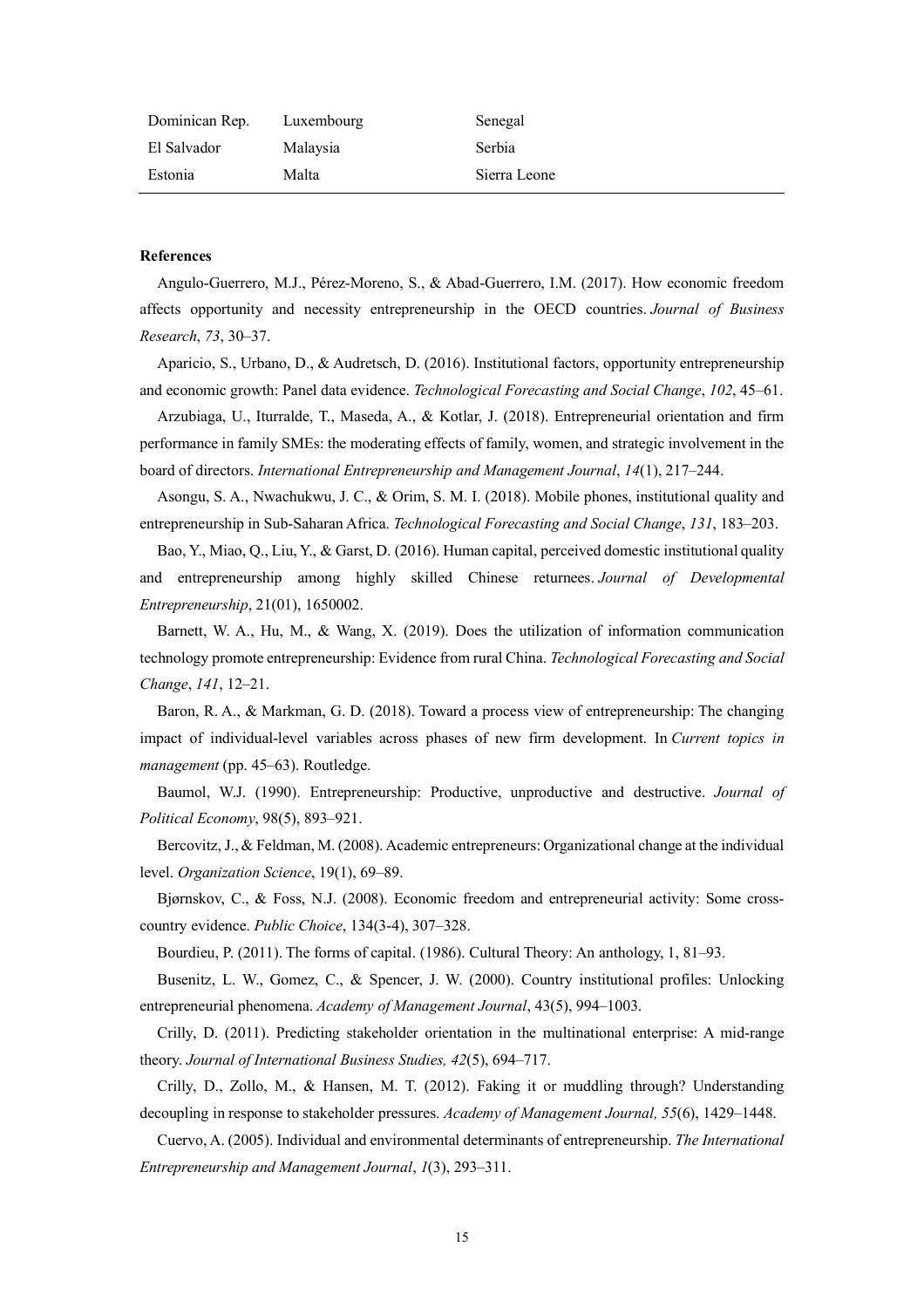| Dominican Rep. | Luxembourg | Senegal |
|---|---|---|
| El Salvador | Malaysia | Serbia |
| Estonia | Malta | Sierra Leone |

**References**

Angulo-Guerrero, M.J., Pérez-Moreno, S., & Abad-Guerrero, I.M. (2017). How economic freedom affects opportunity and necessity entrepreneurship in the OECD countries. *Journal of Business Research*, *73*, 30–37.

Aparicio, S., Urbano, D., & Audretsch, D. (2016). Institutional factors, opportunity entrepreneurship and economic growth: Panel data evidence. *Technological Forecasting and Social Change*, *102*, 45–61.

Arzubiaga, U., Iturralde, T., Maseda, A., & Kotlar, J. (2018). Entrepreneurial orientation and firm performance in family SMEs: the moderating effects of family, women, and strategic involvement in the board of directors. *International Entrepreneurship and Management Journal*, *14*(1), 217–244.

Asongu, S. A., Nwachukwu, J. C., & Orim, S. M. I. (2018). Mobile phones, institutional quality and entrepreneurship in Sub-Saharan Africa. *Technological Forecasting and Social Change*, *131*, 183–203.

Bao, Y., Miao, Q., Liu, Y., & Garst, D. (2016). Human capital, perceived domestic institutional quality and entrepreneurship among highly skilled Chinese returnees. *Journal of Developmental Entrepreneurship*, 21(01), 1650002.

Barnett, W. A., Hu, M., & Wang, X. (2019). Does the utilization of information communication technology promote entrepreneurship: Evidence from rural China. *Technological Forecasting and Social Change*, *141*, 12–21.

Baron, R. A., & Markman, G. D. (2018). Toward a process view of entrepreneurship: The changing impact of individual-level variables across phases of new firm development. In *Current topics in management* (pp. 45–63). Routledge.

Baumol, W.J. (1990). Entrepreneurship: Productive, unproductive and destructive. *Journal of Political Economy*, 98(5), 893–921.

Bercovitz, J., & Feldman, M. (2008). Academic entrepreneurs: Organizational change at the individual level. *Organization Science*, 19(1), 69–89.

Bjørnskov, C., & Foss, N.J. (2008). Economic freedom and entrepreneurial activity: Some cross-country evidence. *Public Choice*, 134(3-4), 307–328.

Bourdieu, P. (2011). The forms of capital. (1986). Cultural Theory: An anthology, 1, 81–93.

Busenitz, L. W., Gomez, C., & Spencer, J. W. (2000). Country institutional profiles: Unlocking entrepreneurial phenomena. *Academy of Management Journal*, 43(5), 994–1003.

Crilly, D. (2011). Predicting stakeholder orientation in the multinational enterprise: A mid-range theory. *Journal of International Business Studies, 42*(5), 694–717.

Crilly, D., Zollo, M., & Hansen, M. T. (2012). Faking it or muddling through? Understanding decoupling in response to stakeholder pressures. *Academy of Management Journal, 55*(6), 1429–1448.

Cuervo, A. (2005). Individual and environmental determinants of entrepreneurship. *The International Entrepreneurship and Management Journal*, *1*(3), 293–311.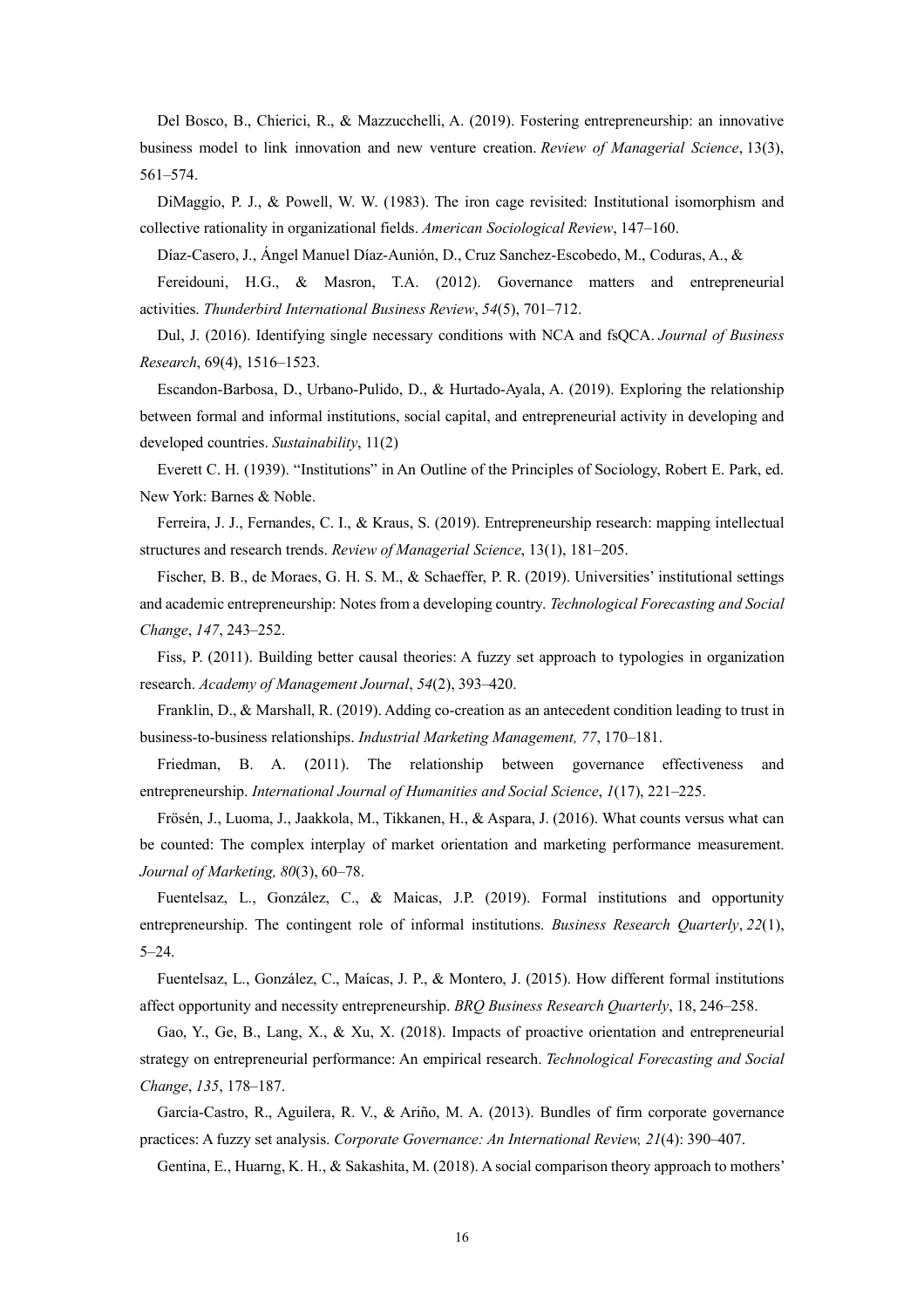Del Bosco, B., Chierici, R., & Mazzucchelli, A. (2019). Fostering entrepreneurship: an innovative business model to link innovation and new venture creation. *Review of Managerial Science*, 13(3), 561–574.

DiMaggio, P. J., & Powell, W. W. (1983). The iron cage revisited: Institutional isomorphism and collective rationality in organizational fields. *American Sociological Review*, 147–160.

Díaz-Casero, J., Ángel Manuel Díaz-Aunión, D., Cruz Sanchez-Escobedo, M., Coduras, A., &

Fereidouni, H.G., & Masron, T.A. (2012). Governance matters and entrepreneurial activities. *Thunderbird International Business Review*, *54*(5), 701–712.

Dul, J. (2016). Identifying single necessary conditions with NCA and fsQCA. *Journal of Business Research*, 69(4), 1516–1523.

Escandon-Barbosa, D., Urbano-Pulido, D., & Hurtado-Ayala, A. (2019). Exploring the relationship between formal and informal institutions, social capital, and entrepreneurial activity in developing and developed countries. *Sustainability*, 11(2)

Everett C. H. (1939). "Institutions" in An Outline of the Principles of Sociology, Robert E. Park, ed. New York: Barnes & Noble.

Ferreira, J. J., Fernandes, C. I., & Kraus, S. (2019). Entrepreneurship research: mapping intellectual structures and research trends. *Review of Managerial Science*, 13(1), 181–205.

Fischer, B. B., de Moraes, G. H. S. M., & Schaeffer, P. R. (2019). Universities' institutional settings and academic entrepreneurship: Notes from a developing country. *Technological Forecasting and Social Change*, *147*, 243–252.

Fiss, P. (2011). Building better causal theories: A fuzzy set approach to typologies in organization research. *Academy of Management Journal*, *54*(2), 393–420.

Franklin, D., & Marshall, R. (2019). Adding co-creation as an antecedent condition leading to trust in business-to-business relationships. *Industrial Marketing Management, 77*, 170–181.

Friedman, B. A. (2011). The relationship between governance effectiveness and entrepreneurship. *International Journal of Humanities and Social Science*, *1*(17), 221–225.

Frösén, J., Luoma, J., Jaakkola, M., Tikkanen, H., & Aspara, J. (2016). What counts versus what can be counted: The complex interplay of market orientation and marketing performance measurement. *Journal of Marketing, 80*(3), 60–78.

Fuentelsaz, L., González, C., & Maicas, J.P. (2019). Formal institutions and opportunity entrepreneurship. The contingent role of informal institutions. *Business Research Quarterly*, *22*(1), 5–24.

Fuentelsaz, L., González, C., Maícas, J. P., & Montero, J. (2015). How different formal institutions affect opportunity and necessity entrepreneurship. *BRQ Business Research Quarterly*, 18, 246–258.

Gao, Y., Ge, B., Lang, X., & Xu, X. (2018). Impacts of proactive orientation and entrepreneurial strategy on entrepreneurial performance: An empirical research. *Technological Forecasting and Social Change*, *135*, 178–187.

García-Castro, R., Aguilera, R. V., & Ariño, M. A. (2013). Bundles of firm corporate governance practices: A fuzzy set analysis. *Corporate Governance: An International Review, 21*(4): 390–407.

Gentina, E., Huarng, K. H., & Sakashita, M. (2018). A social comparison theory approach to mothers'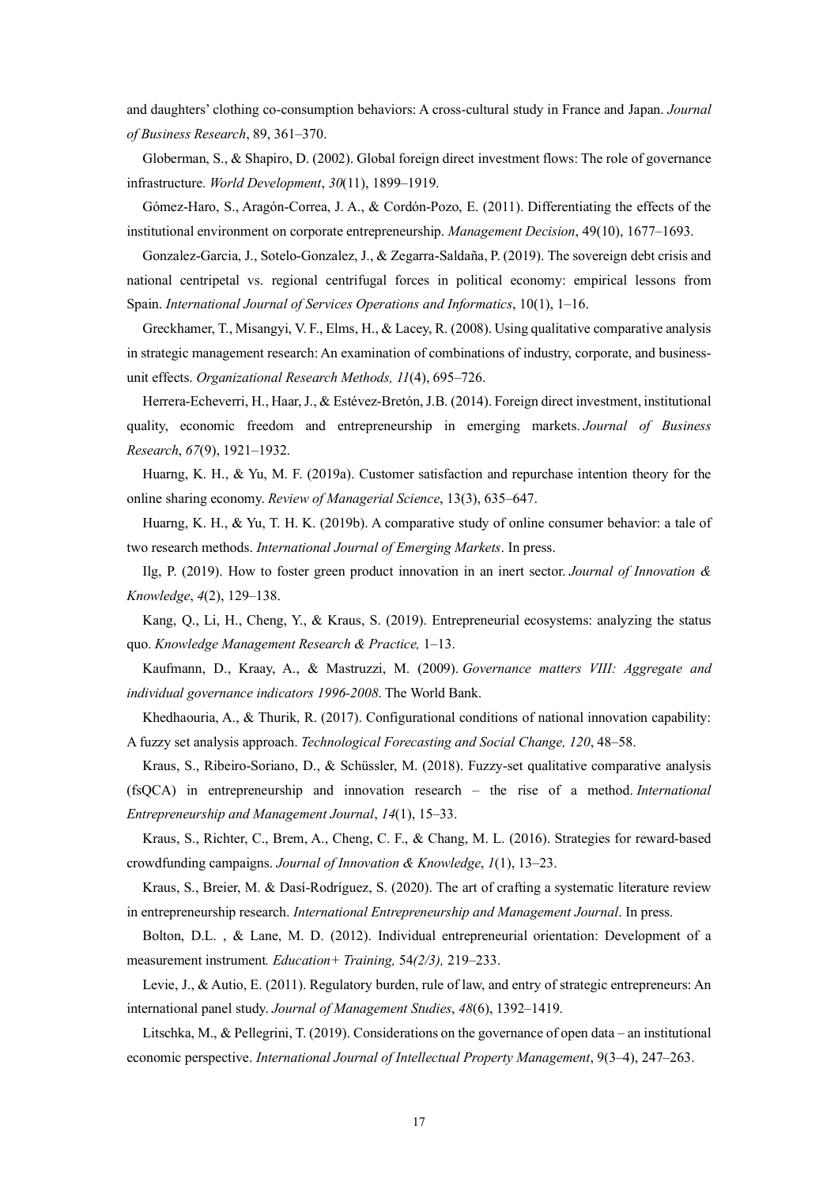and daughters' clothing co-consumption behaviors: A cross-cultural study in France and Japan. *Journal of Business Research*, 89, 361–370.

Globerman, S., & Shapiro, D. (2002). Global foreign direct investment flows: The role of governance infrastructure. *World Development*, *30*(11), 1899–1919.

Gómez-Haro, S., Aragón-Correa, J. A., & Cordón-Pozo, E. (2011). Differentiating the effects of the institutional environment on corporate entrepreneurship. *Management Decision*, 49(10), 1677–1693.

Gonzalez-Garcia, J., Sotelo-Gonzalez, J., & Zegarra-Saldaña, P. (2019). The sovereign debt crisis and national centripetal vs. regional centrifugal forces in political economy: empirical lessons from Spain. *International Journal of Services Operations and Informatics*, 10(1), 1–16.

Greckhamer, T., Misangyi, V. F., Elms, H., & Lacey, R. (2008). Using qualitative comparative analysis in strategic management research: An examination of combinations of industry, corporate, and business-unit effects. *Organizational Research Methods, 11*(4), 695–726.

Herrera-Echeverri, H., Haar, J., & Estévez-Bretón, J.B. (2014). Foreign direct investment, institutional quality, economic freedom and entrepreneurship in emerging markets. *Journal of Business Research*, *67*(9), 1921–1932.

Huarng, K. H., & Yu, M. F. (2019a). Customer satisfaction and repurchase intention theory for the online sharing economy. *Review of Managerial Science*, 13(3), 635–647.

Huarng, K. H., & Yu, T. H. K. (2019b). A comparative study of online consumer behavior: a tale of two research methods. *International Journal of Emerging Markets*. In press.

Ilg, P. (2019). How to foster green product innovation in an inert sector. *Journal of Innovation & Knowledge*, *4*(2), 129–138.

Kang, Q., Li, H., Cheng, Y., & Kraus, S. (2019). Entrepreneurial ecosystems: analyzing the status quo. *Knowledge Management Research & Practice,* 1–13.

Kaufmann, D., Kraay, A., & Mastruzzi, M. (2009). *Governance matters VIII: Aggregate and individual governance indicators 1996-2008*. The World Bank.

Khedhaouria, A., & Thurik, R. (2017). Configurational conditions of national innovation capability: A fuzzy set analysis approach. *Technological Forecasting and Social Change, 120*, 48–58.

Kraus, S., Ribeiro-Soriano, D., & Schüssler, M. (2018). Fuzzy-set qualitative comparative analysis (fsQCA) in entrepreneurship and innovation research – the rise of a method. *International Entrepreneurship and Management Journal*, *14*(1), 15–33.

Kraus, S., Richter, C., Brem, A., Cheng, C. F., & Chang, M. L. (2016). Strategies for reward-based crowdfunding campaigns. *Journal of Innovation & Knowledge*, *1*(1), 13–23.

Kraus, S., Breier, M. & Dasí-Rodríguez, S. (2020). The art of crafting a systematic literature review in entrepreneurship research. *International Entrepreneurship and Management Journal*. In press.

Bolton, D.L. , & Lane, M. D. (2012). Individual entrepreneurial orientation: Development of a measurement instrument*. Education+ Training,* 54*(2/3),* 219–233.

Levie, J., & Autio, E. (2011). Regulatory burden, rule of law, and entry of strategic entrepreneurs: An international panel study. *Journal of Management Studies*, *48*(6), 1392–1419.

Litschka, M., & Pellegrini, T. (2019). Considerations on the governance of open data – an institutional economic perspective. *International Journal of Intellectual Property Management*, 9(3–4), 247–263.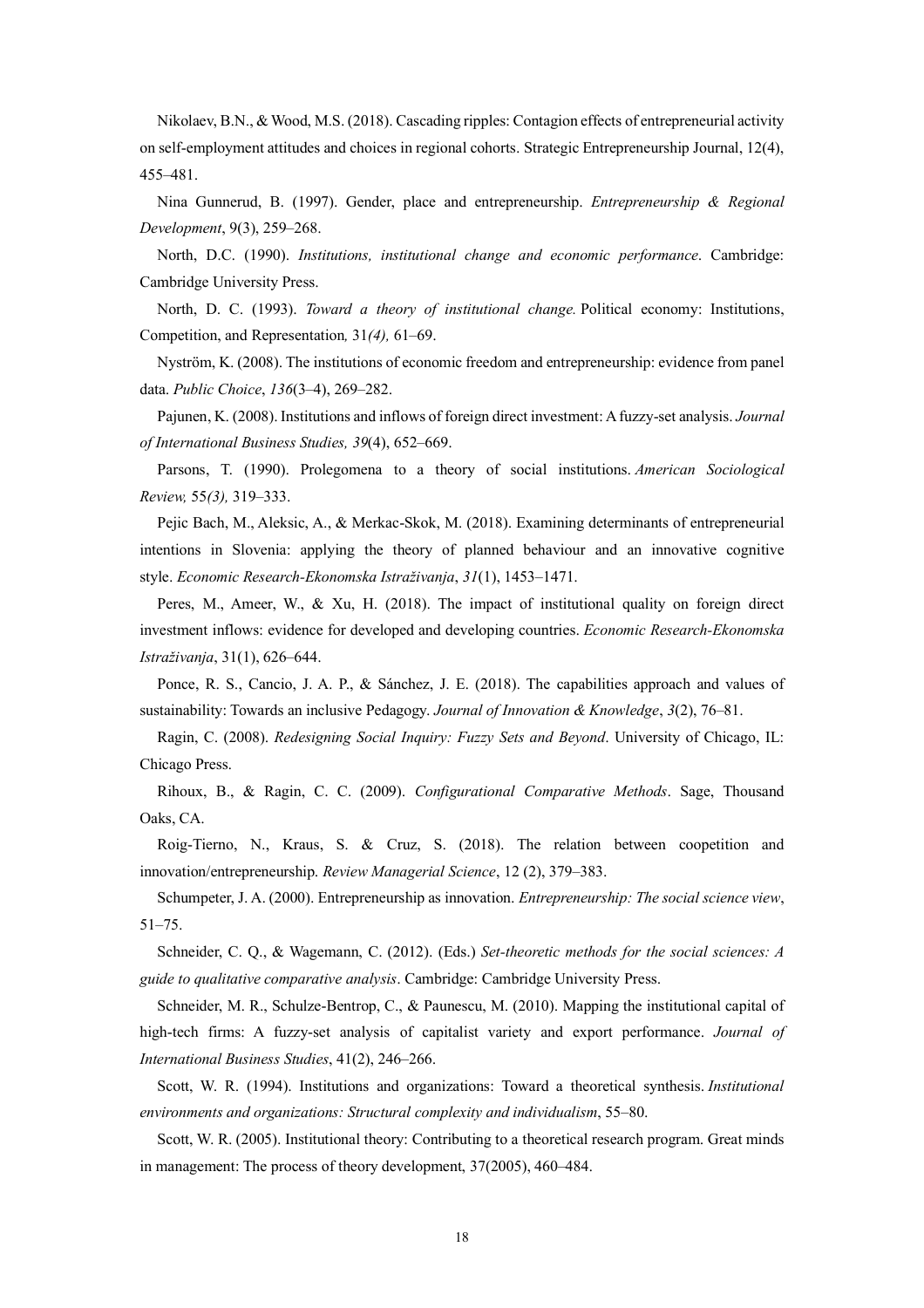Nikolaev, B.N., & Wood, M.S. (2018). Cascading ripples: Contagion effects of entrepreneurial activity on self-employment attitudes and choices in regional cohorts. Strategic Entrepreneurship Journal, 12(4), 455–481.

Nina Gunnerud, B. (1997). Gender, place and entrepreneurship. *Entrepreneurship & Regional Development*, 9(3), 259–268.

North, D.C. (1990). *Institutions, institutional change and economic performance*. Cambridge: Cambridge University Press.

North, D. C. (1993). *Toward a theory of institutional change.* Political economy: Institutions, Competition, and Representation*,* 31*(4),* 61–69.

Nyström, K. (2008). The institutions of economic freedom and entrepreneurship: evidence from panel data. *Public Choice*, *136*(3–4), 269–282.

Pajunen, K. (2008). Institutions and inflows of foreign direct investment: A fuzzy-set analysis. *Journal of International Business Studies, 39*(4), 652–669.

Parsons, T. (1990). Prolegomena to a theory of social institutions. *American Sociological Review,* 55*(3),* 319–333.

Pejic Bach, M., Aleksic, A., & Merkac-Skok, M. (2018). Examining determinants of entrepreneurial intentions in Slovenia: applying the theory of planned behaviour and an innovative cognitive style. *Economic Research-Ekonomska Istraživanja*, *31*(1), 1453–1471.

Peres, M., Ameer, W., & Xu, H. (2018). The impact of institutional quality on foreign direct investment inflows: evidence for developed and developing countries. *Economic Research-Ekonomska Istraživanja*, 31(1), 626–644.

Ponce, R. S., Cancio, J. A. P., & Sánchez, J. E. (2018). The capabilities approach and values of sustainability: Towards an inclusive Pedagogy. *Journal of Innovation & Knowledge*, *3*(2), 76–81.

Ragin, C. (2008). *Redesigning Social Inquiry: Fuzzy Sets and Beyond*. University of Chicago, IL: Chicago Press.

Rihoux, B., & Ragin, C. C. (2009). *Configurational Comparative Methods*. Sage, Thousand Oaks, CA.

Roig-Tierno, N., Kraus, S. & Cruz, S. (2018). The relation between coopetition and innovation/entrepreneurship. *Review Managerial Science*, 12 (2), 379–383.

Schumpeter, J. A. (2000). Entrepreneurship as innovation. *Entrepreneurship: The social science view*, 51–75.

Schneider, C. Q., & Wagemann, C. (2012). (Eds.) *Set-theoretic methods for the social sciences: A guide to qualitative comparative analysis*. Cambridge: Cambridge University Press.

Schneider, M. R., Schulze-Bentrop, C., & Paunescu, M. (2010). Mapping the institutional capital of high-tech firms: A fuzzy-set analysis of capitalist variety and export performance. *Journal of International Business Studies*, 41(2), 246–266.

Scott, W. R. (1994). Institutions and organizations: Toward a theoretical synthesis. *Institutional environments and organizations: Structural complexity and individualism*, 55–80.

Scott, W. R. (2005). Institutional theory: Contributing to a theoretical research program. Great minds in management: The process of theory development, 37(2005), 460–484.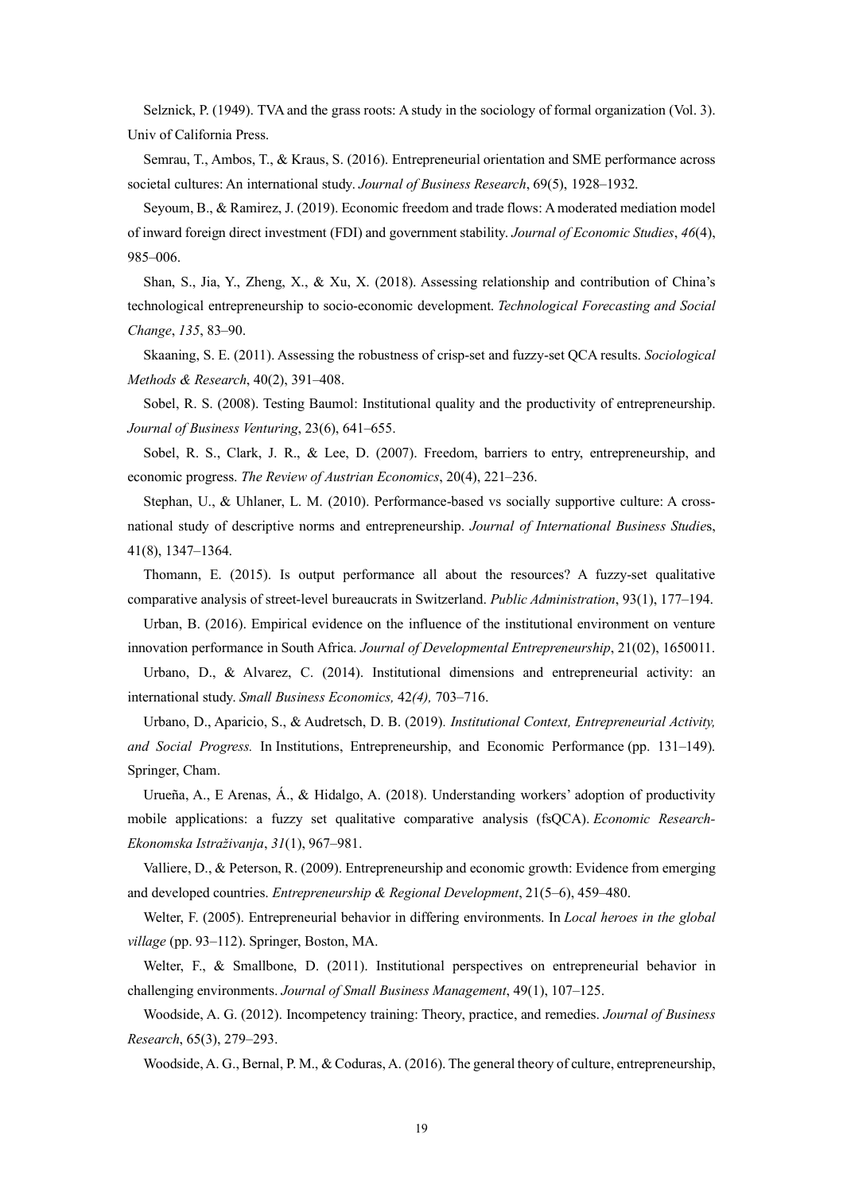Selznick, P. (1949). TVA and the grass roots: A study in the sociology of formal organization (Vol. 3). Univ of California Press.

Semrau, T., Ambos, T., & Kraus, S. (2016). Entrepreneurial orientation and SME performance across societal cultures: An international study. *Journal of Business Research*, 69(5), 1928–1932.

Seyoum, B., & Ramirez, J. (2019). Economic freedom and trade flows: A moderated mediation model of inward foreign direct investment (FDI) and government stability. *Journal of Economic Studies*, *46*(4), 985–006.

Shan, S., Jia, Y., Zheng, X., & Xu, X. (2018). Assessing relationship and contribution of China's technological entrepreneurship to socio-economic development. *Technological Forecasting and Social Change*, *135*, 83–90.

Skaaning, S. E. (2011). Assessing the robustness of crisp-set and fuzzy-set QCA results. *Sociological Methods & Research*, 40(2), 391–408.

Sobel, R. S. (2008). Testing Baumol: Institutional quality and the productivity of entrepreneurship. *Journal of Business Venturing*, 23(6), 641–655.

Sobel, R. S., Clark, J. R., & Lee, D. (2007). Freedom, barriers to entry, entrepreneurship, and economic progress. *The Review of Austrian Economics*, 20(4), 221–236.

Stephan, U., & Uhlaner, L. M. (2010). Performance-based vs socially supportive culture: A cross-national study of descriptive norms and entrepreneurship. *Journal of International Business Studie*s, 41(8), 1347–1364.

Thomann, E. (2015). Is output performance all about the resources? A fuzzy-set qualitative comparative analysis of street-level bureaucrats in Switzerland. *Public Administration*, 93(1), 177–194.

Urban, B. (2016). Empirical evidence on the influence of the institutional environment on venture innovation performance in South Africa. *Journal of Developmental Entrepreneurship*, 21(02), 1650011.

Urbano, D., & Alvarez, C. (2014). Institutional dimensions and entrepreneurial activity: an international study. *Small Business Economics,* 42*(4),* 703–716.

Urbano, D., Aparicio, S., & Audretsch, D. B. (2019). *Institutional Context, Entrepreneurial Activity, and Social Progress.* In Institutions, Entrepreneurship, and Economic Performance (pp. 131–149). Springer, Cham.

Urueña, A., E Arenas, Á., & Hidalgo, A. (2018). Understanding workers' adoption of productivity mobile applications: a fuzzy set qualitative comparative analysis (fsQCA). *Economic Research-Ekonomska Istraživanja*, *31*(1), 967–981.

Valliere, D., & Peterson, R. (2009). Entrepreneurship and economic growth: Evidence from emerging and developed countries. *Entrepreneurship & Regional Development*, 21(5–6), 459–480.

Welter, F. (2005). Entrepreneurial behavior in differing environments. In *Local heroes in the global village* (pp. 93–112). Springer, Boston, MA.

Welter, F., & Smallbone, D. (2011). Institutional perspectives on entrepreneurial behavior in challenging environments. *Journal of Small Business Management*, 49(1), 107–125.

Woodside, A. G. (2012). Incompetency training: Theory, practice, and remedies. *Journal of Business Research*, 65(3), 279–293.

Woodside, A. G., Bernal, P. M., & Coduras, A. (2016). The general theory of culture, entrepreneurship,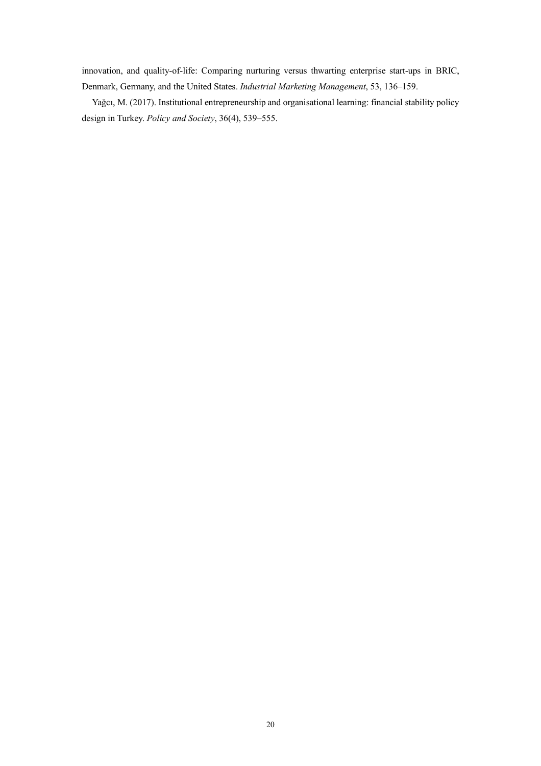innovation, and quality-of-life: Comparing nurturing versus thwarting enterprise start-ups in BRIC, Denmark, Germany, and the United States. *Industrial Marketing Management*, 53, 136–159.

Yağcı, M. (2017). Institutional entrepreneurship and organisational learning: financial stability policy design in Turkey. *Policy and Society*, 36(4), 539–555.